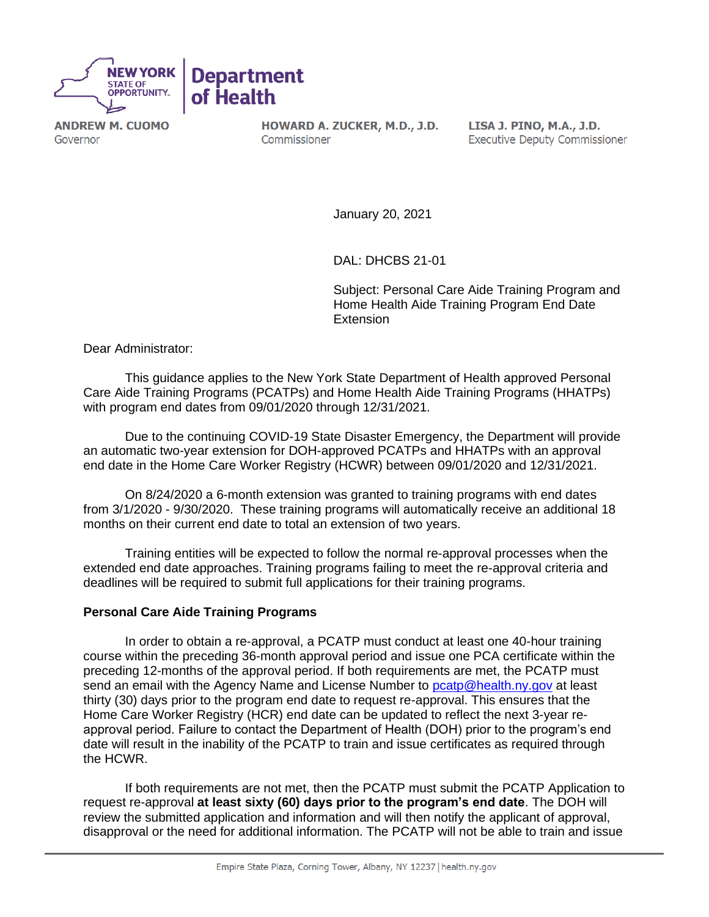NEW YORK STATE OF OPPORTUNITY. | Department of Health

**ANDREW M. CUOMO**
Governor

**HOWARD A. ZUCKER, M.D., J.D.**
Commissioner

**LISA J. PINO, M.A., J.D.**
Executive Deputy Commissioner

January 20, 2021

DAL: DHCBS 21-01

Subject: Personal Care Aide Training Program and Home Health Aide Training Program End Date Extension

Dear Administrator:

This guidance applies to the New York State Department of Health approved Personal Care Aide Training Programs (PCATPs) and Home Health Aide Training Programs (HHATPs) with program end dates from 09/01/2020 through 12/31/2021.

Due to the continuing COVID-19 State Disaster Emergency, the Department will provide an automatic two-year extension for DOH-approved PCATPs and HHATPs with an approval end date in the Home Care Worker Registry (HCWR) between 09/01/2020 and 12/31/2021.

On 8/24/2020 a 6-month extension was granted to training programs with end dates from 3/1/2020 - 9/30/2020. These training programs will automatically receive an additional 18 months on their current end date to total an extension of two years.

Training entities will be expected to follow the normal re-approval processes when the extended end date approaches. Training programs failing to meet the re-approval criteria and deadlines will be required to submit full applications for their training programs.

**Personal Care Aide Training Programs**

In order to obtain a re-approval, a PCATP must conduct at least one 40-hour training course within the preceding 36-month approval period and issue one PCA certificate within the preceding 12-months of the approval period. If both requirements are met, the PCATP must send an email with the Agency Name and License Number to pcatp@health.ny.gov at least thirty (30) days prior to the program end date to request re-approval. This ensures that the Home Care Worker Registry (HCR) end date can be updated to reflect the next 3-year re-approval period. Failure to contact the Department of Health (DOH) prior to the program's end date will result in the inability of the PCATP to train and issue certificates as required through the HCWR.

If both requirements are not met, then the PCATP must submit the PCATP Application to request re-approval **at least sixty (60) days prior to the program's end date**. The DOH will review the submitted application and information and will then notify the applicant of approval, disapproval or the need for additional information. The PCATP will not be able to train and issue

Empire State Plaza, Corning Tower, Albany, NY 12237 | health.ny.gov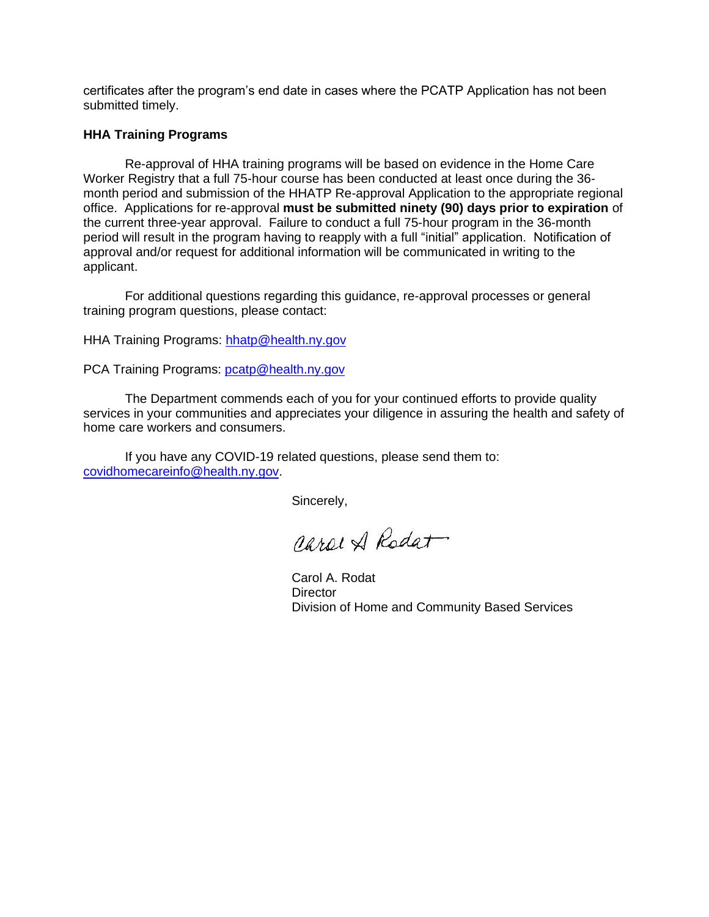certificates after the program's end date in cases where the PCATP Application has not been submitted timely.

**HHA Training Programs**

Re-approval of HHA training programs will be based on evidence in the Home Care Worker Registry that a full 75-hour course has been conducted at least once during the 36-month period and submission of the HHATP Re-approval Application to the appropriate regional office. Applications for re-approval **must be submitted ninety (90) days prior to expiration** of the current three-year approval. Failure to conduct a full 75-hour program in the 36-month period will result in the program having to reapply with a full "initial" application. Notification of approval and/or request for additional information will be communicated in writing to the applicant.

For additional questions regarding this guidance, re-approval processes or general training program questions, please contact:

HHA Training Programs: hhatp@health.ny.gov

PCA Training Programs: pcatp@health.ny.gov

The Department commends each of you for your continued efforts to provide quality services in your communities and appreciates your diligence in assuring the health and safety of home care workers and consumers.

If you have any COVID-19 related questions, please send them to: covidhomecareinfo@health.ny.gov.

Sincerely,

Carol A Rodat

Carol A. Rodat
Director
Division of Home and Community Based Services